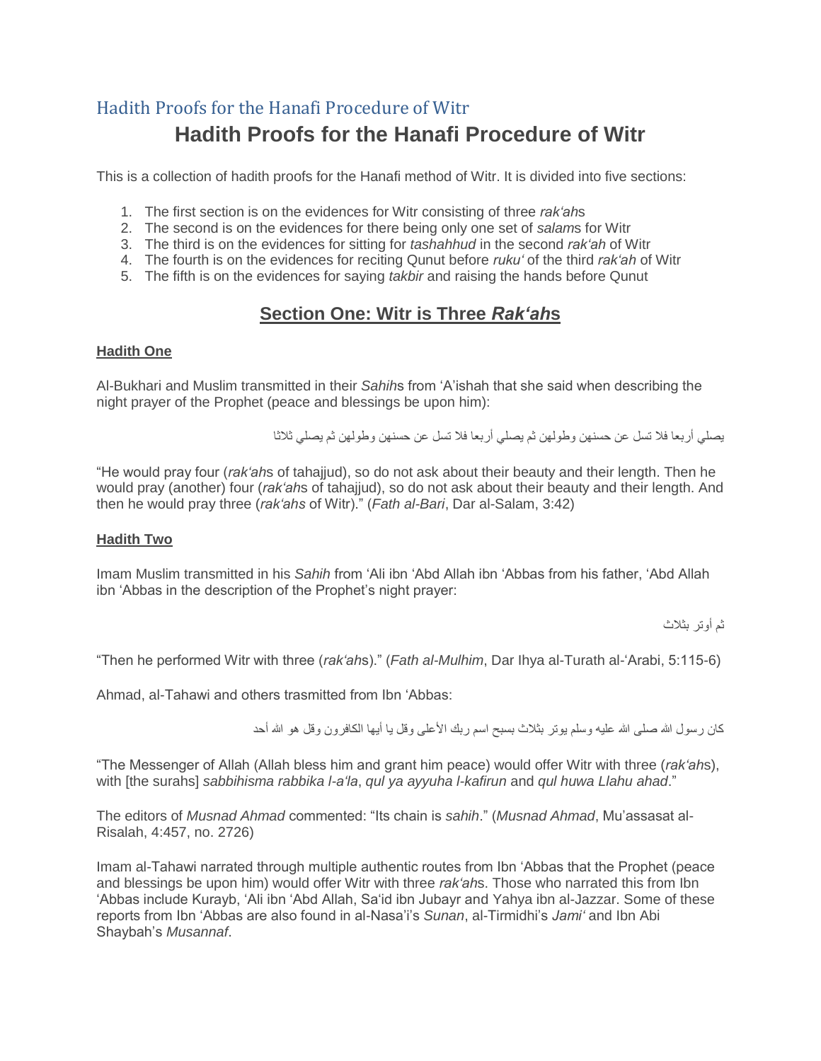# Hadith Proofs for the Hanafi Procedure of Witr

## Hadith Proofs for the Hanafi Procedure of Witr

This is a collection of hadith proofs for the Hanafi method of Witr. It is divided into five sections:

1. The first section is on the evidences for Witr consisting of three *rak'ah*s
2. The second is on the evidences for there being only one set of *salam*s for Witr
3. The third is on the evidences for sitting for *tashahhud* in the second *rak'ah* of Witr
4. The fourth is on the evidences for reciting Qunut before *ruku'* of the third *rak'ah* of Witr
5. The fifth is on the evidences for saying *takbir* and raising the hands before Qunut

## **Section One: Witr is Three *Rak'ah*s**

**Hadith One**

Al-Bukhari and Muslim transmitted in their *Sahih*s from 'A'ishah that she said when describing the night prayer of the Prophet (peace and blessings be upon him):

يصلي أربعا فلا تسل عن حسنهن وطولهن ثم يصلي أربعا فلا تسل عن حسنهن وطولهن ثم يصلي ثلاثا

"He would pray four (*rak'ah*s of tahajjud), so do not ask about their beauty and their length. Then he would pray (another) four (*rak'ah*s of tahajjud), so do not ask about their beauty and their length. And then he would pray three (*rak'ahs* of Witr)." (*Fath al-Bari*, Dar al-Salam, 3:42)

**Hadith Two**

Imam Muslim transmitted in his *Sahih* from 'Ali ibn 'Abd Allah ibn 'Abbas from his father, 'Abd Allah ibn 'Abbas in the description of the Prophet's night prayer:

ثم أوتر بثلاث

"Then he performed Witr with three (*rak'ah*s)." (*Fath al-Mulhim*, Dar Ihya al-Turath al-'Arabi, 5:115-6)

Ahmad, al-Tahawi and others trasmitted from Ibn 'Abbas:

كان رسول الله صلى الله عليه وسلم يوتر بثلاث بسبح اسم ربك الأعلى وقل يا أيها الكافرون وقل هو الله أحد

"The Messenger of Allah (Allah bless him and grant him peace) would offer Witr with three (*rak'ah*s), with [the surahs] *sabbihisma rabbika l-a'la*, *qul ya ayyuha l-kafirun* and *qul huwa Llahu ahad*."

The editors of *Musnad Ahmad* commented: "Its chain is *sahih*." (*Musnad Ahmad*, Mu'assasat al-Risalah, 4:457, no. 2726)

Imam al-Tahawi narrated through multiple authentic routes from Ibn 'Abbas that the Prophet (peace and blessings be upon him) would offer Witr with three *rak'ah*s. Those who narrated this from Ibn 'Abbas include Kurayb, 'Ali ibn 'Abd Allah, Sa'id ibn Jubayr and Yahya ibn al-Jazzar. Some of these reports from Ibn 'Abbas are also found in al-Nasa'i's *Sunan*, al-Tirmidhi's *Jami'* and Ibn Abi Shaybah's *Musannaf*.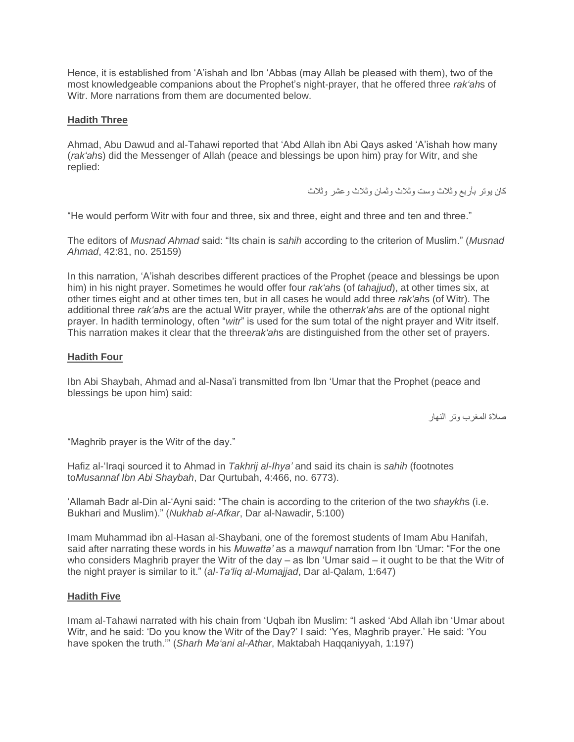Hence, it is established from ‘A’ishah and Ibn ‘Abbas (may Allah be pleased with them), two of the most knowledgeable companions about the Prophet’s night-prayer, that he offered three *rak‘ah*s of Witr. More narrations from them are documented below.

**Hadith Three**

Ahmad, Abu Dawud and al-Tahawi reported that ‘Abd Allah ibn Abi Qays asked ‘A’ishah how many (*rak‘ah*s) did the Messenger of Allah (peace and blessings be upon him) pray for Witr, and she replied:

كان يوتر بأربع وثلاث وست وثلاث وثمان وثلاث وعشر وثلاث

“He would perform Witr with four and three, six and three, eight and three and ten and three.”

The editors of *Musnad Ahmad* said: “Its chain is *sahih* according to the criterion of Muslim.” (*Musnad Ahmad*, 42:81, no. 25159)

In this narration, ‘A’ishah describes different practices of the Prophet (peace and blessings be upon him) in his night prayer. Sometimes he would offer four *rak‘ah*s (of *tahajjud*), at other times six, at other times eight and at other times ten, but in all cases he would add three *rak‘ah*s (of Witr). The additional three *rak‘ah*s are the actual Witr prayer, while the other*rak‘ah*s are of the optional night prayer. In hadith terminology, often “*witr*” is used for the sum total of the night prayer and Witr itself. This narration makes it clear that the three*rak‘ah*s are distinguished from the other set of prayers.

**Hadith Four**

Ibn Abi Shaybah, Ahmad and al-Nasa’i transmitted from Ibn ‘Umar that the Prophet (peace and blessings be upon him) said:

صلاة المغرب وتر النهار

“Maghrib prayer is the Witr of the day.”

Hafiz al-‘Iraqi sourced it to Ahmad in *Takhrij al-Ihya’* and said its chain is *sahih* (footnotes to*Musannaf Ibn Abi Shaybah*, Dar Qurtubah, 4:466, no. 6773).

‘Allamah Badr al-Din al-‘Ayni said: “The chain is according to the criterion of the two *shaykh*s (i.e. Bukhari and Muslim).” (*Nukhab al-Afkar*, Dar al-Nawadir, 5:100)

Imam Muhammad ibn al-Hasan al-Shaybani, one of the foremost students of Imam Abu Hanifah, said after narrating these words in his *Muwatta’* as a *mawquf* narration from Ibn ‘Umar: “For the one who considers Maghrib prayer the Witr of the day – as Ibn ‘Umar said – it ought to be that the Witr of the night prayer is similar to it.” (*al-Ta‘liq al-Mumajjad*, Dar al-Qalam, 1:647)

**Hadith Five**

Imam al-Tahawi narrated with his chain from ‘Uqbah ibn Muslim: “I asked ‘Abd Allah ibn ‘Umar about Witr, and he said: ‘Do you know the Witr of the Day?’ I said: ‘Yes, Maghrib prayer.’ He said: ‘You have spoken the truth.’” (*Sharh Ma‘ani al-Athar*, Maktabah Haqqaniyyah, 1:197)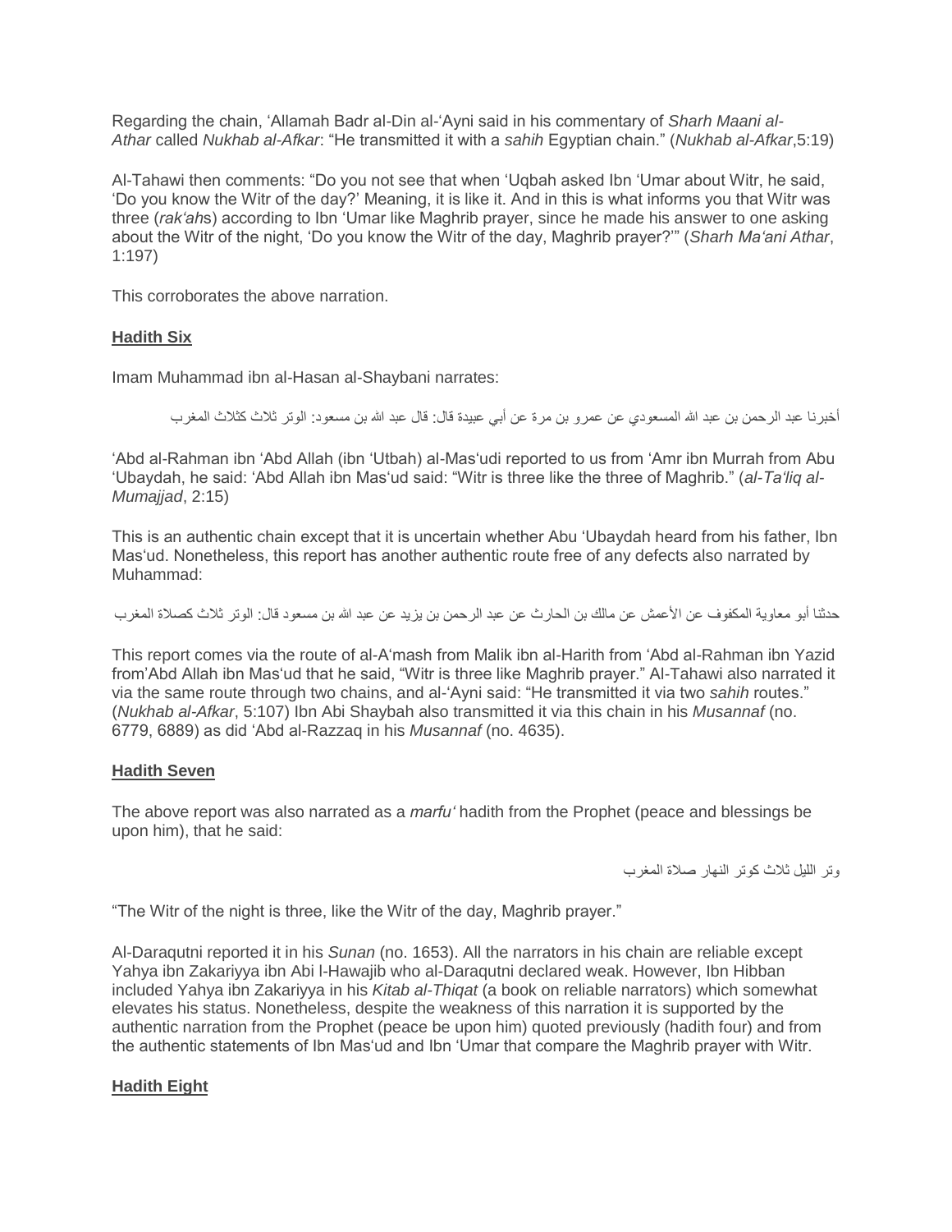Regarding the chain, ʿAllamah Badr al-Din al-ʿAyni said in his commentary of *Sharh Maani al-Athar* called *Nukhab al-Afkar*: "He transmitted it with a *sahih* Egyptian chain." (*Nukhab al-Afkar*,5:19)

Al-Tahawi then comments: "Do you not see that when ʿUqbah asked Ibn ʿUmar about Witr, he said, ʿDo you know the Witr of the day?' Meaning, it is like it. And in this is what informs you that Witr was three (*rakʿah*s) according to Ibn ʿUmar like Maghrib prayer, since he made his answer to one asking about the Witr of the night, 'Do you know the Witr of the day, Maghrib prayer?'" (*Sharh Maʿani Athar*, 1:197)

This corroborates the above narration.

## Hadith Six

Imam Muhammad ibn al-Hasan al-Shaybani narrates:

أخبرنا عبد الرحمن بن عبد الله المسعودي عن عمرو بن مرة عن أبي عبيدة قال: قال عبد الله بن مسعود: الوتر ثلاث كثلاث المغرب

ʿAbd al-Rahman ibn ʿAbd Allah (ibn ʿUtbah) al-Masʿudi reported to us from ʿAmr ibn Murrah from Abu ʿUbaydah, he said: ʿAbd Allah ibn Masʿud said: "Witr is three like the three of Maghrib." (*al-Taʿliq al-Mumajjad*, 2:15)

This is an authentic chain except that it is uncertain whether Abu ʿUbaydah heard from his father, Ibn Masʿud. Nonetheless, this report has another authentic route free of any defects also narrated by Muhammad:

حدثنا أبو معاوية المكفوف عن الأعمش عن مالك بن الحارث عن عبد الرحمن بن يزيد عن عبد الله بن مسعود قال: الوتر ثلاث كصلاة المغرب

This report comes via the route of al-Aʿmash from Malik ibn al-Harith from ʿAbd al-Rahman ibn Yazid from'Abd Allah ibn Masʿud that he said, "Witr is three like Maghrib prayer." Al-Tahawi also narrated it via the same route through two chains, and al-ʿAyni said: "He transmitted it via two *sahih* routes." (*Nukhab al-Afkar*, 5:107) Ibn Abi Shaybah also transmitted it via this chain in his *Musannaf* (no. 6779, 6889) as did ʿAbd al-Razzaq in his *Musannaf* (no. 4635).

## Hadith Seven

The above report was also narrated as a *marfuʿ* hadith from the Prophet (peace and blessings be upon him), that he said:

وتر الليل ثلاث كوتر النهار صلاة المغرب

"The Witr of the night is three, like the Witr of the day, Maghrib prayer."

Al-Daraqutni reported it in his *Sunan* (no. 1653). All the narrators in his chain are reliable except Yahya ibn Zakariyya ibn Abi l-Hawajib who al-Daraqutni declared weak. However, Ibn Hibban included Yahya ibn Zakariyya in his *Kitab al-Thiqat* (a book on reliable narrators) which somewhat elevates his status. Nonetheless, despite the weakness of this narration it is supported by the authentic narration from the Prophet (peace be upon him) quoted previously (hadith four) and from the authentic statements of Ibn Masʿud and Ibn ʿUmar that compare the Maghrib prayer with Witr.

## Hadith Eight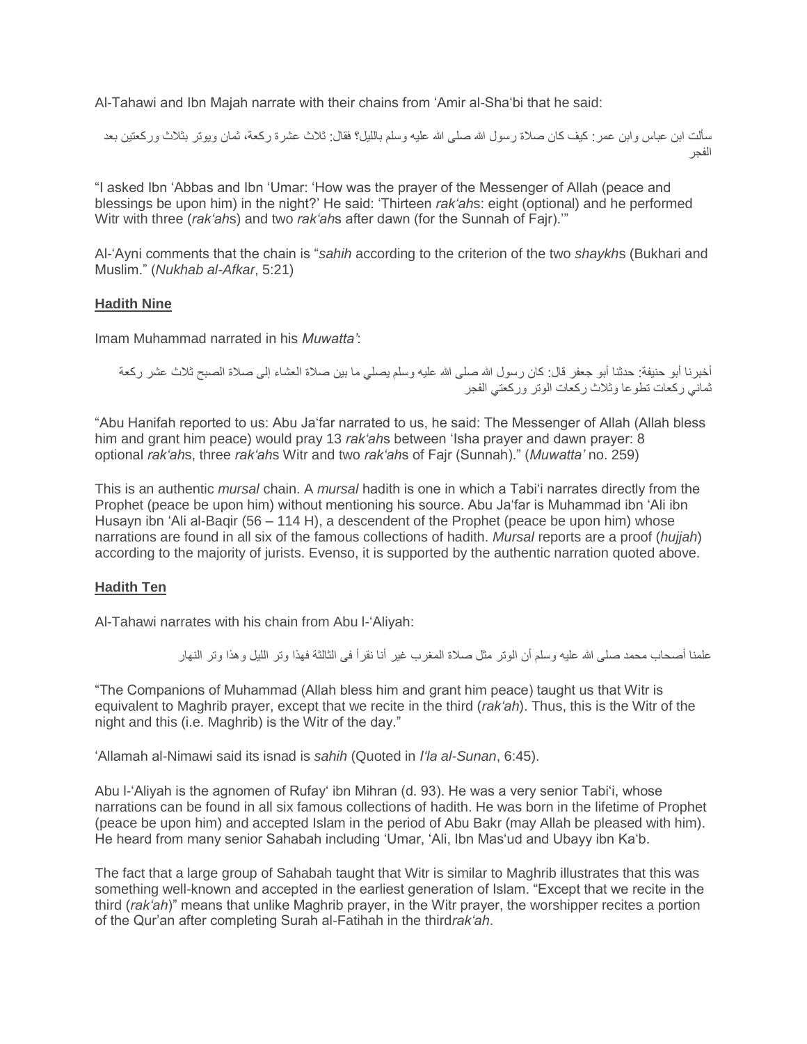Al-Tahawi and Ibn Majah narrate with their chains from 'Amir al-Sha'bi that he said:

سألت ابن عباس وابن عمر: كيف كان صلاة رسول الله صلى الله عليه وسلم بالليل؟ فقال: ثلاث عشرة ركعة، ثمان ويوتر بثلاث وركعتين بعد الفجر

"I asked Ibn 'Abbas and Ibn 'Umar: 'How was the prayer of the Messenger of Allah (peace and blessings be upon him) in the night?' He said: 'Thirteen *rak'ah*s: eight (optional) and he performed Witr with three (*rak'ah*s) and two *rak'ah*s after dawn (for the Sunnah of Fajr).'"

Al-'Ayni comments that the chain is "*sahih* according to the criterion of the two *shaykh*s (Bukhari and Muslim." (*Nukhab al-Afkar*, 5:21)

## Hadith Nine

Imam Muhammad narrated in his *Muwatta'*:

أخبرنا أبو حنيفة: حدثنا أبو جعفر قال: كان رسول الله صلى الله عليه وسلم يصلي ما بين صلاة العشاء إلى صلاة الصبح ثلاث عشر ركعة ثماني ركعات تطوعا وثلاث ركعات الوتر وركعتي الفجر

"Abu Hanifah reported to us: Abu Ja'far narrated to us, he said: The Messenger of Allah (Allah bless him and grant him peace) would pray 13 *rak'ah*s between 'Isha prayer and dawn prayer: 8 optional *rak'ah*s, three *rak'ah*s Witr and two *rak'ah*s of Fajr (Sunnah)." (*Muwatta'* no. 259)

This is an authentic *mursal* chain. A *mursal* hadith is one in which a Tabi'i narrates directly from the Prophet (peace be upon him) without mentioning his source. Abu Ja'far is Muhammad ibn 'Ali ibn Husayn ibn 'Ali al-Baqir (56 – 114 H), a descendent of the Prophet (peace be upon him) whose narrations are found in all six of the famous collections of hadith. *Mursal* reports are a proof (*hujjah*) according to the majority of jurists. Evenso, it is supported by the authentic narration quoted above.

## Hadith Ten

Al-Tahawi narrates with his chain from Abu l-'Aliyah:

علمنا أصحاب محمد صلى الله عليه وسلم أن الوتر مثل صلاة المغرب غير أنا نقرأ فى الثالثة فهذا وتر الليل وهذا وتر النهار

"The Companions of Muhammad (Allah bless him and grant him peace) taught us that Witr is equivalent to Maghrib prayer, except that we recite in the third (*rak'ah*). Thus, this is the Witr of the night and this (i.e. Maghrib) is the Witr of the day."

'Allamah al-Nimawi said its isnad is *sahih* (Quoted in *I'la al-Sunan*, 6:45).

Abu l-'Aliyah is the agnomen of Rufay' ibn Mihran (d. 93). He was a very senior Tabi'i, whose narrations can be found in all six famous collections of hadith. He was born in the lifetime of Prophet (peace be upon him) and accepted Islam in the period of Abu Bakr (may Allah be pleased with him). He heard from many senior Sahabah including 'Umar, 'Ali, Ibn Mas'ud and Ubayy ibn Ka'b.

The fact that a large group of Sahabah taught that Witr is similar to Maghrib illustrates that this was something well-known and accepted in the earliest generation of Islam. "Except that we recite in the third (*rak'ah*)" means that unlike Maghrib prayer, in the Witr prayer, the worshipper recites a portion of the Qur'an after completing Surah al-Fatihah in the third*rak'ah*.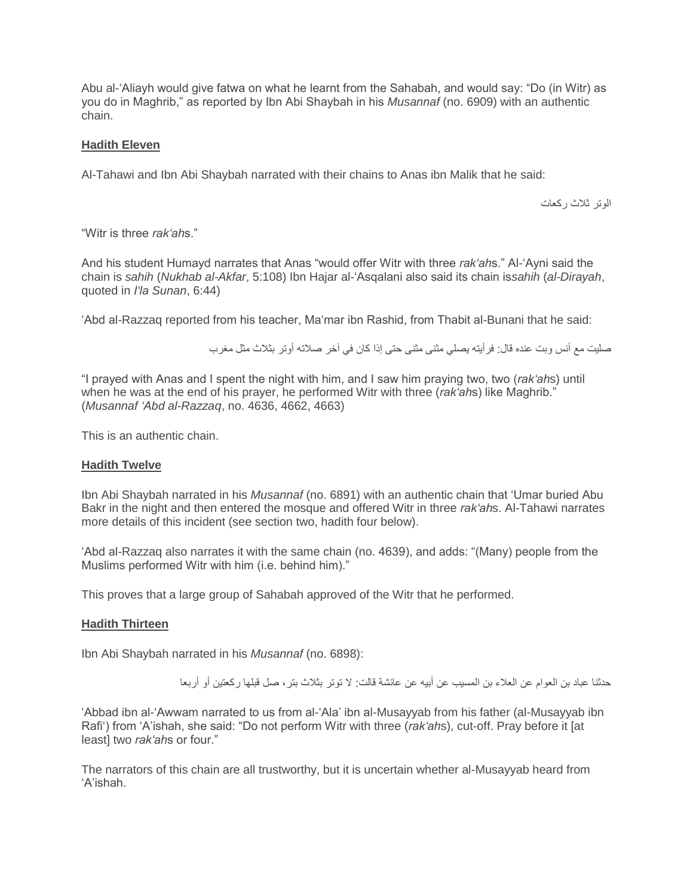Abu al-'Aliayh would give fatwa on what he learnt from the Sahabah, and would say: "Do (in Witr) as you do in Maghrib," as reported by Ibn Abi Shaybah in his *Musannaf* (no. 6909) with an authentic chain.

**Hadith Eleven**

Al-Tahawi and Ibn Abi Shaybah narrated with their chains to Anas ibn Malik that he said:

الوتر ثلاث ركعات

"Witr is three *rak'ah*s."

And his student Humayd narrates that Anas "would offer Witr with three *rak'ah*s." Al-'Ayni said the chain is *sahih* (*Nukhab al-Akfar*, 5:108) Ibn Hajar al-'Asqalani also said its chain is*sahih* (*al-Dirayah*, quoted in *I'la Sunan*, 6:44)

'Abd al-Razzaq reported from his teacher, Ma'mar ibn Rashid, from Thabit al-Bunani that he said:

صليت مع أنس وبت عنده قال: فرأيته يصلي مثنى مثنى حتى إذا كان في آخر صلاته أوتر بثلاث مثل مغرب

"I prayed with Anas and I spent the night with him, and I saw him praying two, two (*rak'ah*s) until when he was at the end of his prayer, he performed Witr with three (*rak'ah*s) like Maghrib." (*Musannaf 'Abd al-Razzaq*, no. 4636, 4662, 4663)

This is an authentic chain.

**Hadith Twelve**

Ibn Abi Shaybah narrated in his *Musannaf* (no. 6891) with an authentic chain that 'Umar buried Abu Bakr in the night and then entered the mosque and offered Witr in three *rak'ah*s. Al-Tahawi narrates more details of this incident (see section two, hadith four below).

'Abd al-Razzaq also narrates it with the same chain (no. 4639), and adds: "(Many) people from the Muslims performed Witr with him (i.e. behind him)."

This proves that a large group of Sahabah approved of the Witr that he performed.

**Hadith Thirteen**

Ibn Abi Shaybah narrated in his *Musannaf* (no. 6898):

حدثنا عباد بن العوام عن العلاء بن المسيب عن أبيه عن عائشة قالت: لا توتر بثلاث بتر، صل قبلها ركعتين أو أربعا

'Abbad ibn al-'Awwam narrated to us from al-'Ala' ibn al-Musayyab from his father (al-Musayyab ibn Rafi') from 'A'ishah, she said: "Do not perform Witr with three (*rak'ah*s), cut-off. Pray before it [at least] two *rak'ah*s or four."

The narrators of this chain are all trustworthy, but it is uncertain whether al-Musayyab heard from 'A'ishah.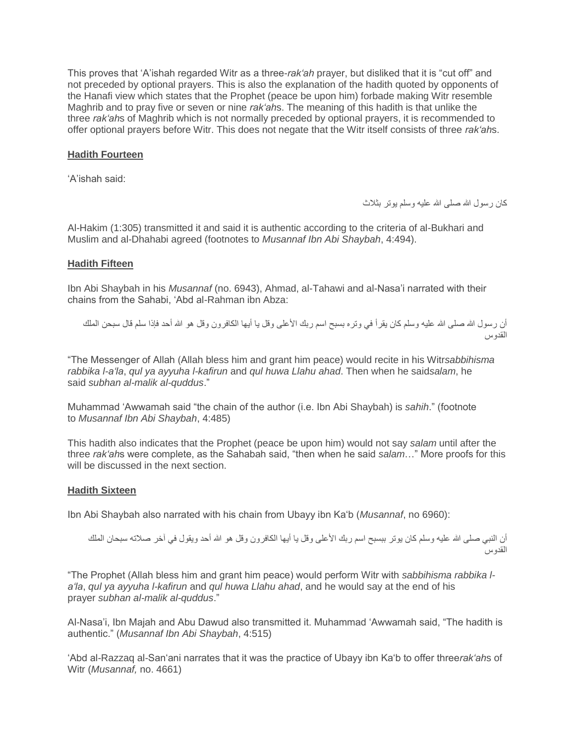This proves that 'A'ishah regarded Witr as a three-*rak'ah* prayer, but disliked that it is "cut off" and not preceded by optional prayers. This is also the explanation of the hadith quoted by opponents of the Hanafi view which states that the Prophet (peace be upon him) forbade making Witr resemble Maghrib and to pray five or seven or nine *rak'ah*s. The meaning of this hadith is that unlike the three *rak'ah*s of Maghrib which is not normally preceded by optional prayers, it is recommended to offer optional prayers before Witr. This does not negate that the Witr itself consists of three *rak'ah*s.

### Hadith Fourteen

'A'ishah said:

كان رسول الله صلى الله عليه وسلم يوتر بثلاث

Al-Hakim (1:305) transmitted it and said it is authentic according to the criteria of al-Bukhari and Muslim and al-Dhahabi agreed (footnotes to *Musannaf Ibn Abi Shaybah*, 4:494).

### Hadith Fifteen

Ibn Abi Shaybah in his *Musannaf* (no. 6943), Ahmad, al-Tahawi and al-Nasa'i narrated with their chains from the Sahabi, 'Abd al-Rahman ibn Abza:

> أن رسول الله صلى الله عليه وسلم كان يقرأ في وتره بسبح اسم ربك الأعلى وقل يا أيها الكافرون وقل هو الله أحد فإذا سلم قال سبحن الملك القدوس

"The Messenger of Allah (Allah bless him and grant him peace) would recite in his Witr*sabbihisma rabbika l-a'la*, *qul ya ayyuha l-kafirun* and *qul huwa Llahu ahad*. Then when he said*salam*, he said *subhan al-malik al-quddus*."

Muhammad 'Awwamah said "the chain of the author (i.e. Ibn Abi Shaybah) is *sahih*." (footnote to *Musannaf Ibn Abi Shaybah*, 4:485)

This hadith also indicates that the Prophet (peace be upon him) would not say *salam* until after the three *rak'ah*s were complete, as the Sahabah said, "then when he said *salam*…" More proofs for this will be discussed in the next section.

### Hadith Sixteen

Ibn Abi Shaybah also narrated with his chain from Ubayy ibn Ka'b (*Musannaf*, no 6960):

> أن النبي صلى الله عليه وسلم كان يوتر ببسبح اسم ربك الأعلى وقل يا أيها الكافرون وقل هو الله أحد ويقول في آخر صلاته سبحان الملك القدوس

"The Prophet (Allah bless him and grant him peace) would perform Witr with *sabbihisma rabbika l-a'la*, *qul ya ayyuha l-kafirun* and *qul huwa Llahu ahad*, and he would say at the end of his prayer *subhan al-malik al-quddus*."

Al-Nasa'i, Ibn Majah and Abu Dawud also transmitted it. Muhammad 'Awwamah said, "The hadith is authentic." (*Musannaf Ibn Abi Shaybah*, 4:515)

'Abd al-Razzaq al-San'ani narrates that it was the practice of Ubayy ibn Ka'b to offer three*rak'ah*s of Witr (*Musannaf,* no. 4661)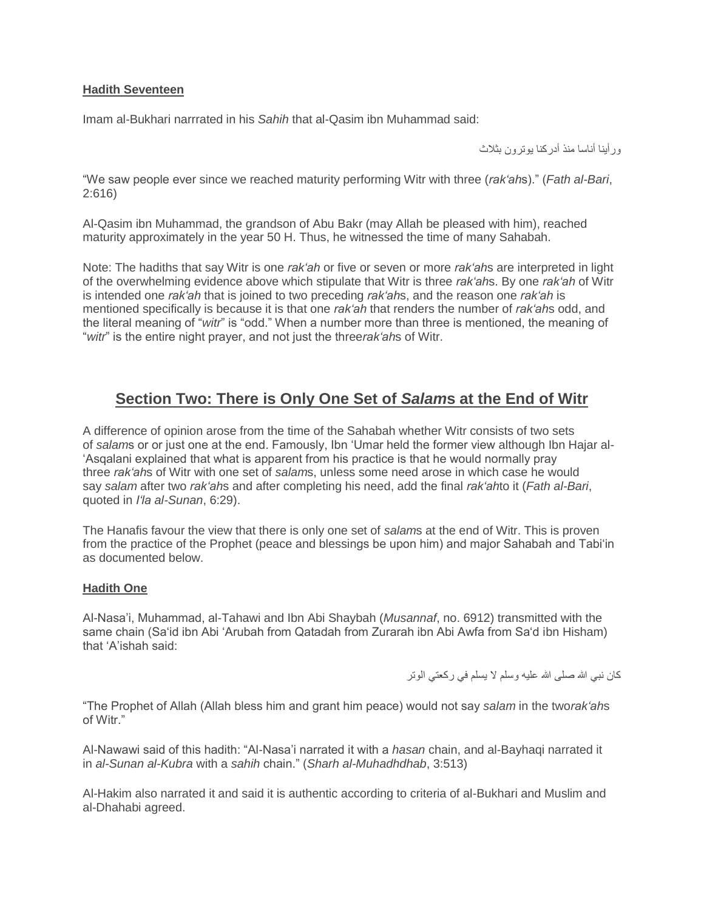**Hadith Seventeen**

Imam al-Bukhari narrrated in his *Sahih* that al-Qasim ibn Muhammad said:

ورأينا أناسا منذ أدركنا يوترون بثلاث

"We saw people ever since we reached maturity performing Witr with three (*rak'ah*s)." (*Fath al-Bari*, 2:616)

Al-Qasim ibn Muhammad, the grandson of Abu Bakr (may Allah be pleased with him), reached maturity approximately in the year 50 H. Thus, he witnessed the time of many Sahabah.

Note: The hadiths that say Witr is one *rak'ah* or five or seven or more *rak'ah*s are interpreted in light of the overwhelming evidence above which stipulate that Witr is three *rak'ah*s. By one *rak'ah* of Witr is intended one *rak'ah* that is joined to two preceding *rak'ah*s, and the reason one *rak'ah* is mentioned specifically is because it is that one *rak'ah* that renders the number of *rak'ah*s odd, and the literal meaning of "*witr*" is "odd." When a number more than three is mentioned, the meaning of "*witr*" is the entire night prayer, and not just the three*rak'ah*s of Witr.

## Section Two: There is Only One Set of *Salam*s at the End of Witr

A difference of opinion arose from the time of the Sahabah whether Witr consists of two sets of *salam*s or or just one at the end. Famously, Ibn 'Umar held the former view although Ibn Hajar al-'Asqalani explained that what is apparent from his practice is that he would normally pray three *rak'ah*s of Witr with one set of *salam*s, unless some need arose in which case he would say *salam* after two *rak'ah*s and after completing his need, add the final *rak'ah*to it (*Fath al-Bari*, quoted in *I'la al-Sunan*, 6:29).

The Hanafis favour the view that there is only one set of *salam*s at the end of Witr. This is proven from the practice of the Prophet (peace and blessings be upon him) and major Sahabah and Tabi'in as documented below.

**Hadith One**

Al-Nasa'i, Muhammad, al-Tahawi and Ibn Abi Shaybah (*Musannaf*, no. 6912) transmitted with the same chain (Sa'id ibn Abi 'Arubah from Qatadah from Zurarah ibn Abi Awfa from Sa'd ibn Hisham) that 'A'ishah said:

كان نبي الله صلى الله عليه وسلم لا يسلم في ركعتي الوتر

"The Prophet of Allah (Allah bless him and grant him peace) would not say *salam* in the two*rak'ah*s of Witr."

Al-Nawawi said of this hadith: "Al-Nasa'i narrated it with a *hasan* chain, and al-Bayhaqi narrated it in *al-Sunan al-Kubra* with a *sahih* chain." (*Sharh al-Muhadhdhab*, 3:513)

Al-Hakim also narrated it and said it is authentic according to criteria of al-Bukhari and Muslim and al-Dhahabi agreed.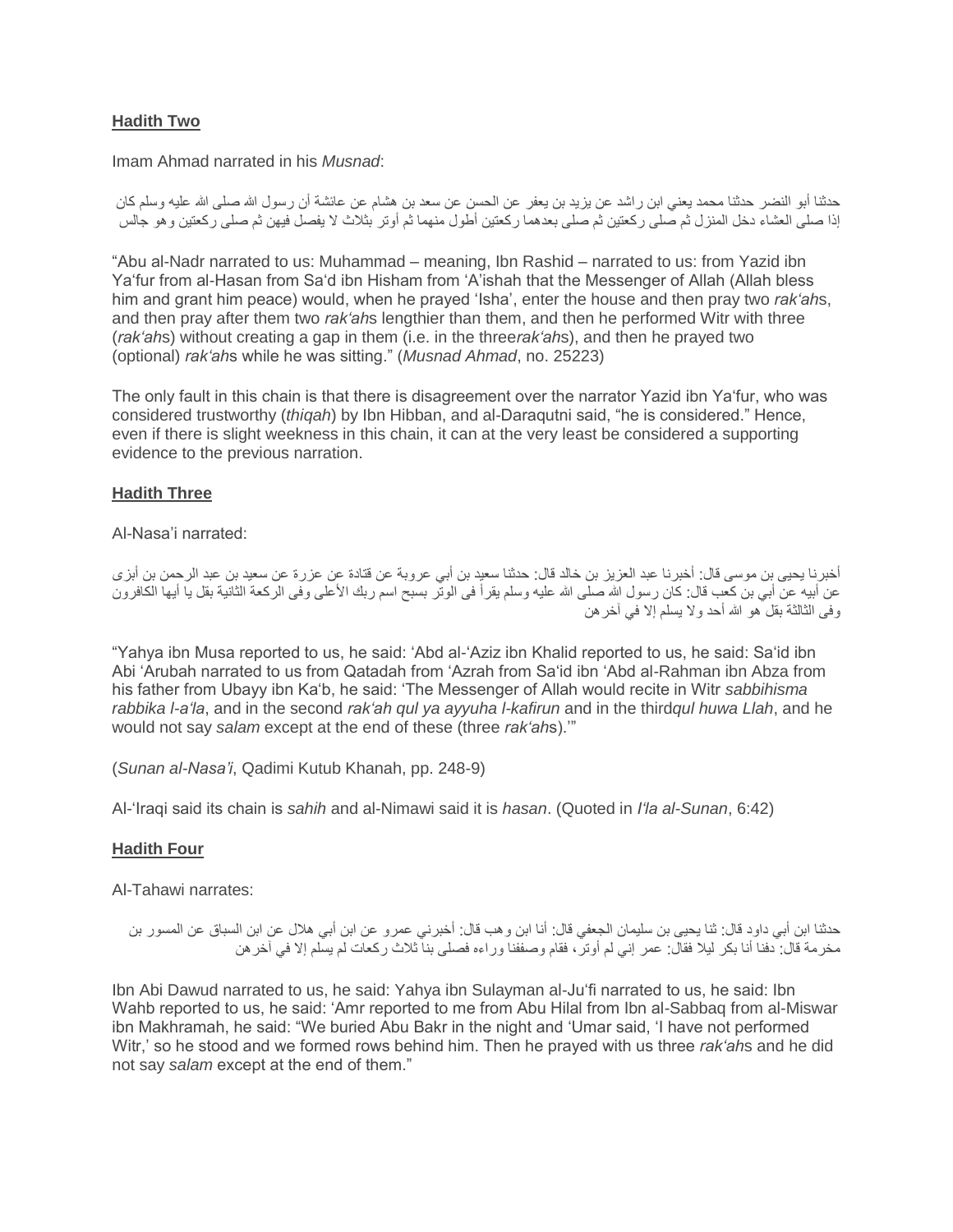**Hadith Two**

Imam Ahmad narrated in his *Musnad*:

حدثنا أبو النضر حدثنا محمد يعني ابن راشد عن يزيد بن يعفر عن الحسن عن سعد بن هشام عن عائشة أن رسول الله صلى الله عليه وسلم كان إذا صلى العشاء دخل المنزل ثم صلى ركعتين ثم صلى بعدهما ركعتين أطول منهما ثم أوتر بثلاث لا يفصل فيهن ثم صلى ركعتين وهو جالس

"Abu al-Nadr narrated to us: Muhammad – meaning, Ibn Rashid – narrated to us: from Yazid ibn Ya'fur from al-Hasan from Sa'd ibn Hisham from 'A'ishah that the Messenger of Allah (Allah bless him and grant him peace) would, when he prayed 'Isha', enter the house and then pray two *rak'ah*s, and then pray after them two *rak'ah*s lengthier than them, and then he performed Witr with three (*rak'ah*s) without creating a gap in them (i.e. in the three*rak'ah*s), and then he prayed two (optional) *rak'ah*s while he was sitting." (*Musnad Ahmad*, no. 25223)

The only fault in this chain is that there is disagreement over the narrator Yazid ibn Ya'fur, who was considered trustworthy (*thiqah*) by Ibn Hibban, and al-Daraqutni said, "he is considered." Hence, even if there is slight weekness in this chain, it can at the very least be considered a supporting evidence to the previous narration.

**Hadith Three**

Al-Nasa'i narrated:

أخبرنا يحيى بن موسى قال: أخبرنا عبد العزيز بن خالد قال: حدثنا سعيد بن أبي عروبة عن قتادة عن عزرة عن سعيد بن عبد الرحمن بن أبزى عن أبيه عن أبي بن كعب قال: كان رسول الله صلى الله عليه وسلم يقرأ في الوتر بسبح اسم ربك الأعلى وفي الركعة الثانية بقل يا أيها الكافرون وفي الثالثة بقل هو الله أحد ولا يسلم إلا في آخرهن

"Yahya ibn Musa reported to us, he said: 'Abd al-'Aziz ibn Khalid reported to us, he said: Sa'id ibn Abi 'Arubah narrated to us from Qatadah from 'Azrah from Sa'id ibn 'Abd al-Rahman ibn Abza from his father from Ubayy ibn Ka'b, he said: 'The Messenger of Allah would recite in Witr *sabbihisma rabbika l-a'la*, and in the second *rak'ah qul ya ayyuha l-kafirun* and in the third*qul huwa Llah*, and he would not say *salam* except at the end of these (three *rak'ah*s).'"

(*Sunan al-Nasa'i*, Qadimi Kutub Khanah, pp. 248-9)

Al-'Iraqi said its chain is *sahih* and al-Nimawi said it is *hasan*. (Quoted in *I'la al-Sunan*, 6:42)

**Hadith Four**

Al-Tahawi narrates:

حدثنا ابن أبي داود قال: ثنا يحيى بن سليمان الجعفي قال: أنا ابن وهب قال: أخبرني عمرو عن ابن أبي هلال عن ابن السباق عن المسور بن مخرمة قال: دفنا أبا بكر ليلا فقال: عمر إني لم أوتر، فقام وصففنا وراءه فصلى بنا ثلاث ركعات لم يسلم إلا في آخرهن

Ibn Abi Dawud narrated to us, he said: Yahya ibn Sulayman al-Ju'fi narrated to us, he said: Ibn Wahb reported to us, he said: 'Amr reported to me from Abu Hilal from Ibn al-Sabbaq from al-Miswar ibn Makhramah, he said: "We buried Abu Bakr in the night and 'Umar said, 'I have not performed Witr,' so he stood and we formed rows behind him. Then he prayed with us three *rak'ah*s and he did not say *salam* except at the end of them."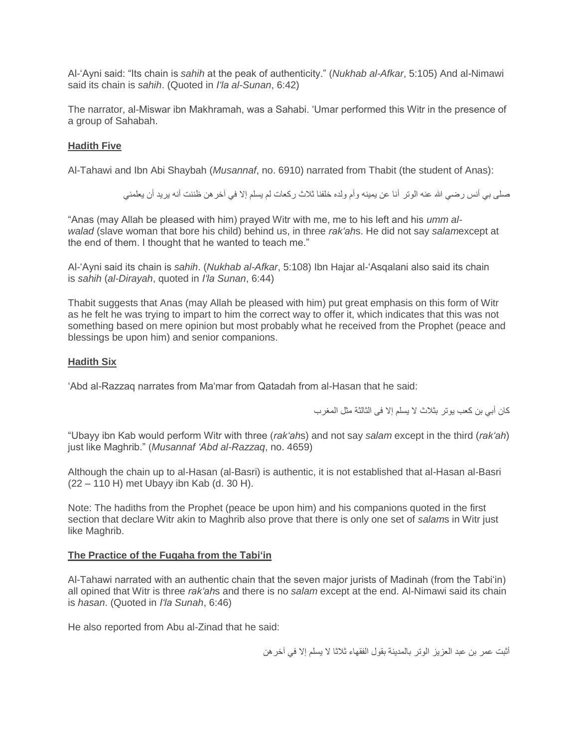Al-'Ayni said: "Its chain is *sahih* at the peak of authenticity." (*Nukhab al-Afkar*, 5:105) And al-Nimawi said its chain is *sahih*. (Quoted in *I'la al-Sunan*, 6:42)

The narrator, al-Miswar ibn Makhramah, was a Sahabi. 'Umar performed this Witr in the presence of a group of Sahabah.

### Hadith Five

Al-Tahawi and Ibn Abi Shaybah (*Musannaf*, no. 6910) narrated from Thabit (the student of Anas):

صلى بي أنس رضي الله عنه الوتر أنا عن يمينه وأم ولده خلفنا ثلاث ركعات لم يسلم إلا في آخرهن ظننت أنه يريد أن يعلمني

"Anas (may Allah be pleased with him) prayed Witr with me, me to his left and his *umm al-walad* (slave woman that bore his child) behind us, in three *rak'ah*s. He did not say *salam*except at the end of them. I thought that he wanted to teach me."

Al-'Ayni said its chain is *sahih*. (*Nukhab al-Afkar*, 5:108) Ibn Hajar al-'Asqalani also said its chain is *sahih* (*al-Dirayah*, quoted in *I'la Sunan*, 6:44)

Thabit suggests that Anas (may Allah be pleased with him) put great emphasis on this form of Witr as he felt he was trying to impart to him the correct way to offer it, which indicates that this was not something based on mere opinion but most probably what he received from the Prophet (peace and blessings be upon him) and senior companions.

### Hadith Six

'Abd al-Razzaq narrates from Ma'mar from Qatadah from al-Hasan that he said:

كان أبي بن كعب يوتر بثلاث لا يسلم إلا فى الثالثة مثل المغرب

"Ubayy ibn Kab would perform Witr with three (*rak'ah*s) and not say *salam* except in the third (*rak'ah*) just like Maghrib." (*Musannaf 'Abd al-Razzaq*, no. 4659)

Although the chain up to al-Hasan (al-Basri) is authentic, it is not established that al-Hasan al-Basri (22 – 110 H) met Ubayy ibn Kab (d. 30 H).

Note: The hadiths from the Prophet (peace be upon him) and his companions quoted in the first section that declare Witr akin to Maghrib also prove that there is only one set of *salam*s in Witr just like Maghrib.

### The Practice of the Fuqaha from the Tabi'in

Al-Tahawi narrated with an authentic chain that the seven major jurists of Madinah (from the Tabi'in) all opined that Witr is three *rak'ah*s and there is no *salam* except at the end. Al-Nimawi said its chain is *hasan*. (Quoted in *I'la Sunah*, 6:46)

He also reported from Abu al-Zinad that he said:

أثبت عمر بن عبد العزيز الوتر بالمدينة بقول الفقهاء ثلاثا لا يسلم إلا في آخرهن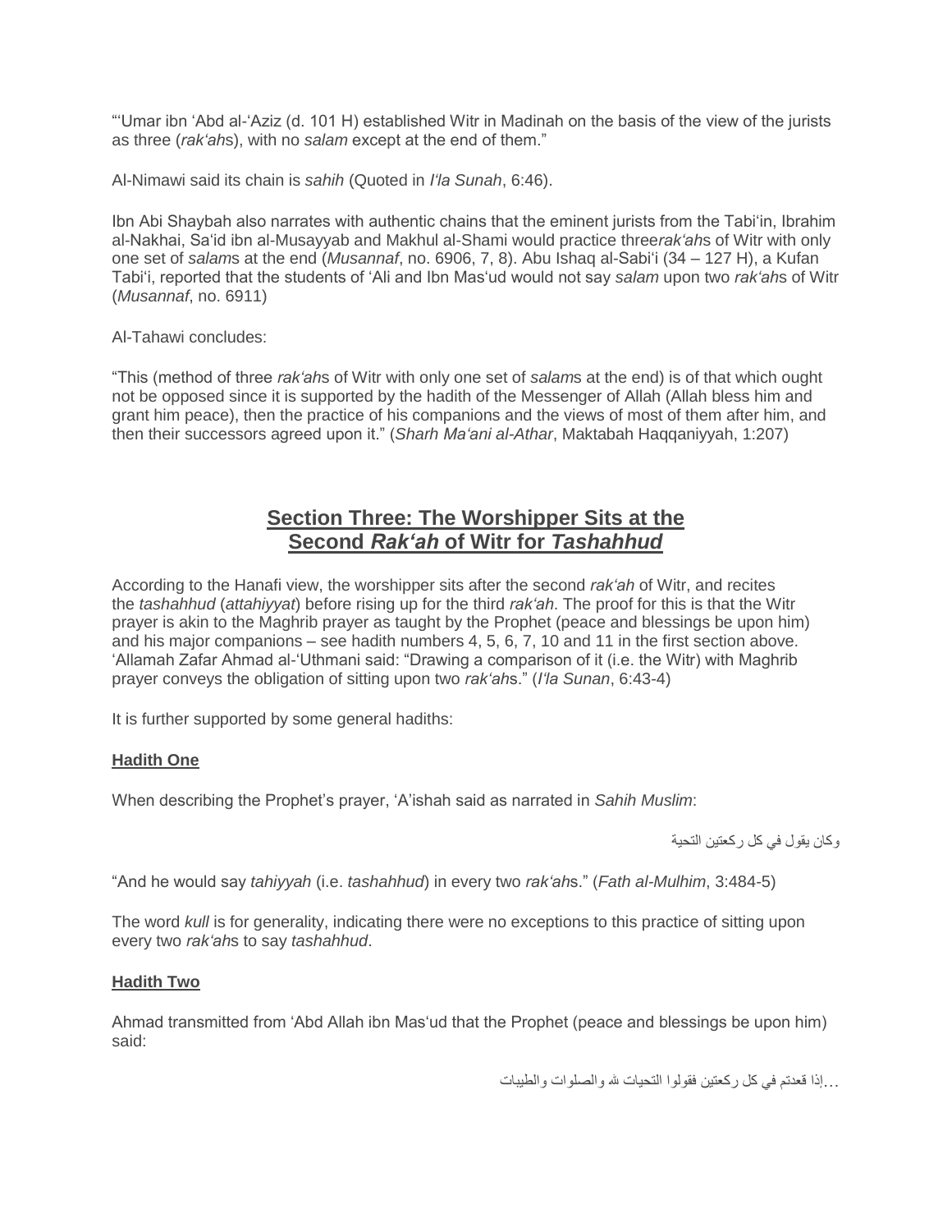"'Umar ibn 'Abd al-'Aziz (d. 101 H) established Witr in Madinah on the basis of the view of the jurists as three (*rak'ah*s), with no *salam* except at the end of them."

Al-Nimawi said its chain is *sahih* (Quoted in *I'la Sunah*, 6:46).

Ibn Abi Shaybah also narrates with authentic chains that the eminent jurists from the Tabi'in, Ibrahim al-Nakhai, Sa'id ibn al-Musayyab and Makhul al-Shami would practice three*rak'ah*s of Witr with only one set of *salam*s at the end (*Musannaf*, no. 6906, 7, 8). Abu Ishaq al-Sabi'i (34 – 127 H), a Kufan Tabi'i, reported that the students of 'Ali and Ibn Mas'ud would not say *salam* upon two *rak'ah*s of Witr (*Musannaf*, no. 6911)

Al-Tahawi concludes:

"This (method of three *rak'ah*s of Witr with only one set of *salam*s at the end) is of that which ought not be opposed since it is supported by the hadith of the Messenger of Allah (Allah bless him and grant him peace), then the practice of his companions and the views of most of them after him, and then their successors agreed upon it." (*Sharh Ma'ani al-Athar*, Maktabah Haqqaniyyah, 1:207)

## Section Three: The Worshipper Sits at the Second *Rak'ah* of Witr for *Tashahhud*

According to the Hanafi view, the worshipper sits after the second *rak'ah* of Witr, and recites the *tashahhud* (*attahiyyat*) before rising up for the third *rak'ah*. The proof for this is that the Witr prayer is akin to the Maghrib prayer as taught by the Prophet (peace and blessings be upon him) and his major companions – see hadith numbers 4, 5, 6, 7, 10 and 11 in the first section above. 'Allamah Zafar Ahmad al-'Uthmani said: "Drawing a comparison of it (i.e. the Witr) with Maghrib prayer conveys the obligation of sitting upon two *rak'ah*s." (*I'la Sunan*, 6:43-4)

It is further supported by some general hadiths:

**Hadith One**

When describing the Prophet's prayer, 'A'ishah said as narrated in *Sahih Muslim*:

وكان يقول في كل ركعتين التحية

"And he would say *tahiyyah* (i.e. *tashahhud*) in every two *rak'ah*s." (*Fath al-Mulhim*, 3:484-5)

The word *kull* is for generality, indicating there were no exceptions to this practice of sitting upon every two *rak'ah*s to say *tashahhud*.

**Hadith Two**

Ahmad transmitted from 'Abd Allah ibn Mas'ud that the Prophet (peace and blessings be upon him) said:

...إذا قعدتم في كل ركعتين فقولوا التحيات لله والصلوات والطيبات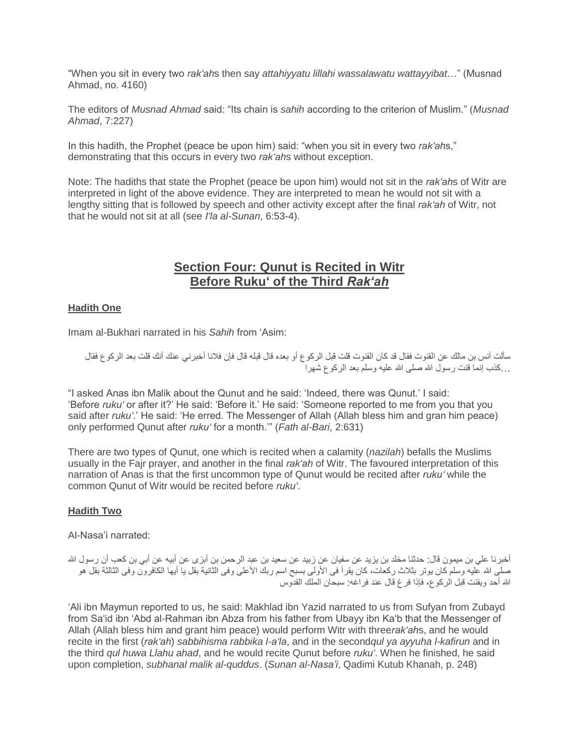"When you sit in every two *rak'ah*s then say *attahiyyatu lillahi wassalawatu wattayyibat*…" (Musnad Ahmad, no. 4160)

The editors of *Musnad Ahmad* said: "Its chain is *sahih* according to the criterion of Muslim." (*Musnad Ahmad*, 7:227)

In this hadith, the Prophet (peace be upon him) said: "when you sit in every two *rak'ah*s," demonstrating that this occurs in every two *rak'ah*s without exception.

Note: The hadiths that state the Prophet (peace be upon him) would not sit in the *rak'ah*s of Witr are interpreted in light of the above evidence. They are interpreted to mean he would not sit with a lengthy sitting that is followed by speech and other activity except after the final *rak'ah* of Witr, not that he would not sit at all (see *I'la al-Sunan*, 6:53-4).

## Section Four: Qunut is Recited in Witr Before Ruku' of the Third *Rak'ah*

### Hadith One

Imam al-Bukhari narrated in his *Sahih* from 'Asim:

سألت أنس بن مالك عن القنوت فقال قد كان القنوت قلت قبل الركوع أو بعده قال قبله قال فإن فلانا أخبرني عنك أنك قلت بعد الركوع فقال كذب إنما قنت رسول الله صلى الله عليه وسلم بعد الركوع شهرا...

"I asked Anas ibn Malik about the Qunut and he said: 'Indeed, there was Qunut.' I said: 'Before *ruku'* or after it?' He said: 'Before it.' He said: 'Someone reported to me from you that you said after *ruku'*.' He said: 'He erred. The Messenger of Allah (Allah bless him and gran him peace) only performed Qunut after *ruku'* for a month.'" (*Fath al-Bari*, 2:631)

There are two types of Qunut, one which is recited when a calamity (*nazilah*) befalls the Muslims usually in the Fajr prayer, and another in the final *rak'ah* of Witr. The favoured interpretation of this narration of Anas is that the first uncommon type of Qunut would be recited after *ruku'* while the common Qunut of Witr would be recited before *ruku'*.

### Hadith Two

Al-Nasa'i narrated:

أخبرنا علي بن ميمون قال: حدثنا مخلد بن يزيد عن سفيان عن زبيد عن سعيد بن عبد الرحمن بن أبزى عن أبيه عن أبي بن كعب أن رسول الله صلى الله عليه وسلم كان يوتر بثلاث ركعات، كان يقرأ في الأولى بسبح اسم ربك الأعلى وفي الثانية بقل يا أيها الكافرون وفي الثالثة بقل هو الله أحد ويقنت قبل الركوع، فإذا فرغ قال عند فراغه: سبحان الملك القدوس

'Ali ibn Maymun reported to us, he said: Makhlad ibn Yazid narrated to us from Sufyan from Zubayd from Sa'id ibn 'Abd al-Rahman ibn Abza from his father from Ubayy ibn Ka'b that the Messenger of Allah (Allah bless him and grant him peace) would perform Witr with three*rak'ah*s, and he would recite in the first (*rak'ah*) *sabbihisma rabbika l-a'la*, and in the second*qul ya ayyuha l-kafirun* and in the third *qul huwa Llahu ahad*, and he would recite Qunut before *ruku'*. When he finished, he said upon completion, *subhanal malik al-quddus*. (*Sunan al-Nasa'i*, Qadimi Kutub Khanah, p. 248)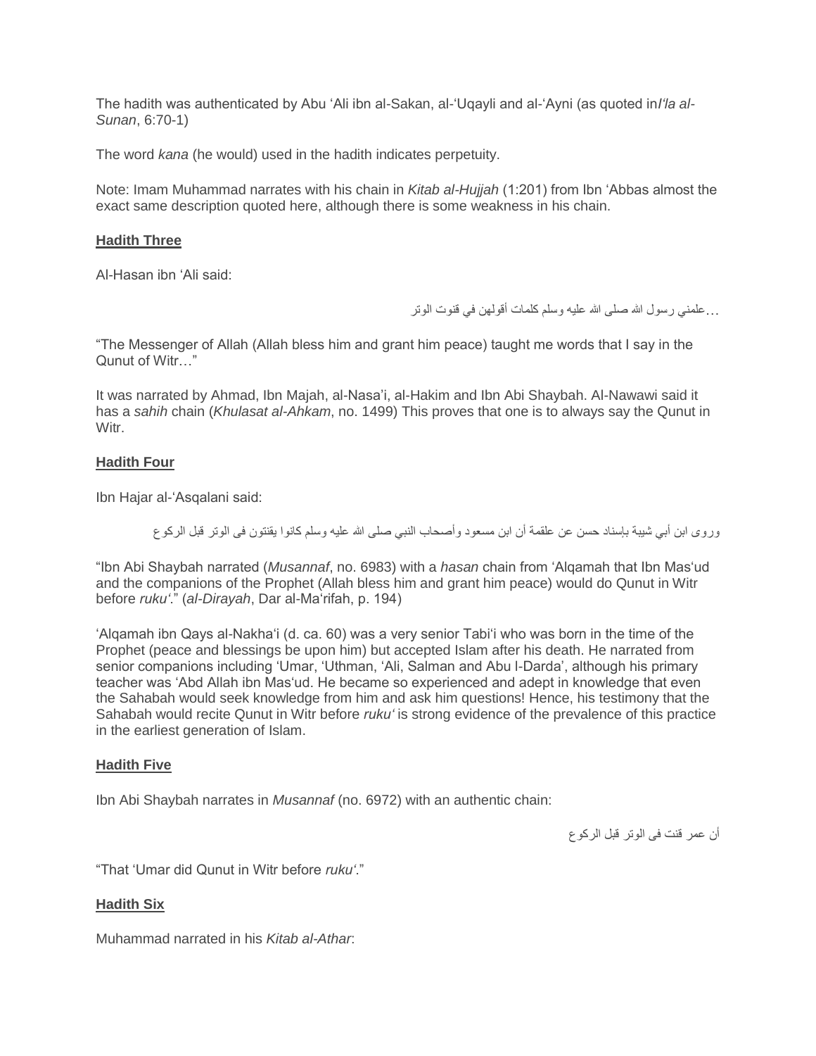The hadith was authenticated by Abu 'Ali ibn al-Sakan, al-'Uqayli and al-'Ayni (as quoted in *I'la al-Sunan*, 6:70-1)

The word *kana* (he would) used in the hadith indicates perpetuity.

Note: Imam Muhammad narrates with his chain in *Kitab al-Hujjah* (1:201) from Ibn 'Abbas almost the exact same description quoted here, although there is some weakness in his chain.

**Hadith Three**

Al-Hasan ibn 'Ali said:

علمني رسول الله صلى الله عليه وسلم كلمات أقولهن في قنوت الوتر...

"The Messenger of Allah (Allah bless him and grant him peace) taught me words that I say in the Qunut of Witr…"

It was narrated by Ahmad, Ibn Majah, al-Nasa'i, al-Hakim and Ibn Abi Shaybah. Al-Nawawi said it has a *sahih* chain (*Khulasat al-Ahkam*, no. 1499) This proves that one is to always say the Qunut in Witr.

**Hadith Four**

Ibn Hajar al-'Asqalani said:

وروى ابن أبي شيبة بإسناد حسن عن علقمة أن ابن مسعود وأصحاب النبي صلى الله عليه وسلم كانوا يقنتون فى الوتر قبل الركوع

"Ibn Abi Shaybah narrated (*Musannaf*, no. 6983) with a *hasan* chain from 'Alqamah that Ibn Mas'ud and the companions of the Prophet (Allah bless him and grant him peace) would do Qunut in Witr before *ruku'*." (*al-Dirayah*, Dar al-Ma'rifah, p. 194)

'Alqamah ibn Qays al-Nakha'i (d. ca. 60) was a very senior Tabi'i who was born in the time of the Prophet (peace and blessings be upon him) but accepted Islam after his death. He narrated from senior companions including 'Umar, 'Uthman, 'Ali, Salman and Abu l-Darda', although his primary teacher was 'Abd Allah ibn Mas'ud. He became so experienced and adept in knowledge that even the Sahabah would seek knowledge from him and ask him questions! Hence, his testimony that the Sahabah would recite Qunut in Witr before *ruku'* is strong evidence of the prevalence of this practice in the earliest generation of Islam.

**Hadith Five**

Ibn Abi Shaybah narrates in *Musannaf* (no. 6972) with an authentic chain:

أن عمر قنت فى الوتر قبل الركوع

"That 'Umar did Qunut in Witr before *ruku'*."

**Hadith Six**

Muhammad narrated in his *Kitab al-Athar*: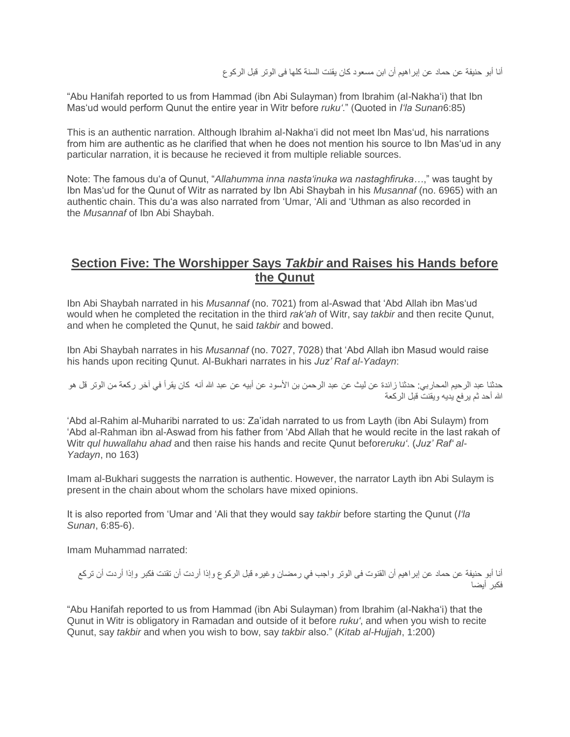أنا أبو حنيفة عن حماد عن إبراهيم أن ابن مسعود كان يقنت السنة كلها فى الوتر قبل الركوع

"Abu Hanifah reported to us from Hammad (ibn Abi Sulayman) from Ibrahim (al-Nakha'i) that Ibn Mas'ud would perform Qunut the entire year in Witr before *ruku'*." (Quoted in *I'la Sunan*6:85)

This is an authentic narration. Although Ibrahim al-Nakha'i did not meet Ibn Mas'ud, his narrations from him are authentic as he clarified that when he does not mention his source to Ibn Mas'ud in any particular narration, it is because he recieved it from multiple reliable sources.

Note: The famous du'a of Qunut, "*Allahumma inna nasta'inuka wa nastaghfiruka*…," was taught by Ibn Mas'ud for the Qunut of Witr as narrated by Ibn Abi Shaybah in his *Musannaf* (no. 6965) with an authentic chain. This du'a was also narrated from 'Umar, 'Ali and 'Uthman as also recorded in the *Musannaf* of Ibn Abi Shaybah.

## Section Five: The Worshipper Says *Takbir* and Raises his Hands before the Qunut

Ibn Abi Shaybah narrated in his *Musannaf* (no. 7021) from al-Aswad that 'Abd Allah ibn Mas'ud would when he completed the recitation in the third *rak'ah* of Witr, say *takbir* and then recite Qunut, and when he completed the Qunut, he said *takbir* and bowed.

Ibn Abi Shaybah narrates in his *Musannaf* (no. 7027, 7028) that 'Abd Allah ibn Masud would raise his hands upon reciting Qunut. Al-Bukhari narrates in his *Juz' Raf al-Yadayn*:

حدثنا عبد الرحيم المحاربي: حدثنا زائدة عن ليث عن عبد الرحمن بن الأسود عن أبيه عن عبد الله أنه كان يقرأ في آخر ركعة من الوتر قل هو الله أحد ثم يرفع يديه ويقنت قبل الركعة

'Abd al-Rahim al-Muharibi narrated to us: Za'idah narrated to us from Layth (ibn Abi Sulaym) from 'Abd al-Rahman ibn al-Aswad from his father from 'Abd Allah that he would recite in the last rakah of Witr *qul huwallahu ahad* and then raise his hands and recite Qunut before*ruku'*. (*Juz' Raf' al-Yadayn*, no 163)

Imam al-Bukhari suggests the narration is authentic. However, the narrator Layth ibn Abi Sulaym is present in the chain about whom the scholars have mixed opinions.

It is also reported from 'Umar and 'Ali that they would say *takbir* before starting the Qunut (*I'la Sunan*, 6:85-6).

Imam Muhammad narrated:

أنا أبو حنيفة عن حماد عن إبراهيم أن القنوت فى الوتر واجب في رمضان وغيره قبل الركوع وإذا أردت أن تقنت فكبر وإذا أردت أن تركع فكبر أيضا

"Abu Hanifah reported to us from Hammad (ibn Abi Sulayman) from Ibrahim (al-Nakha'i) that the Qunut in Witr is obligatory in Ramadan and outside of it before *ruku'*, and when you wish to recite Qunut, say *takbir* and when you wish to bow, say *takbir* also." (*Kitab al-Hujjah*, 1:200)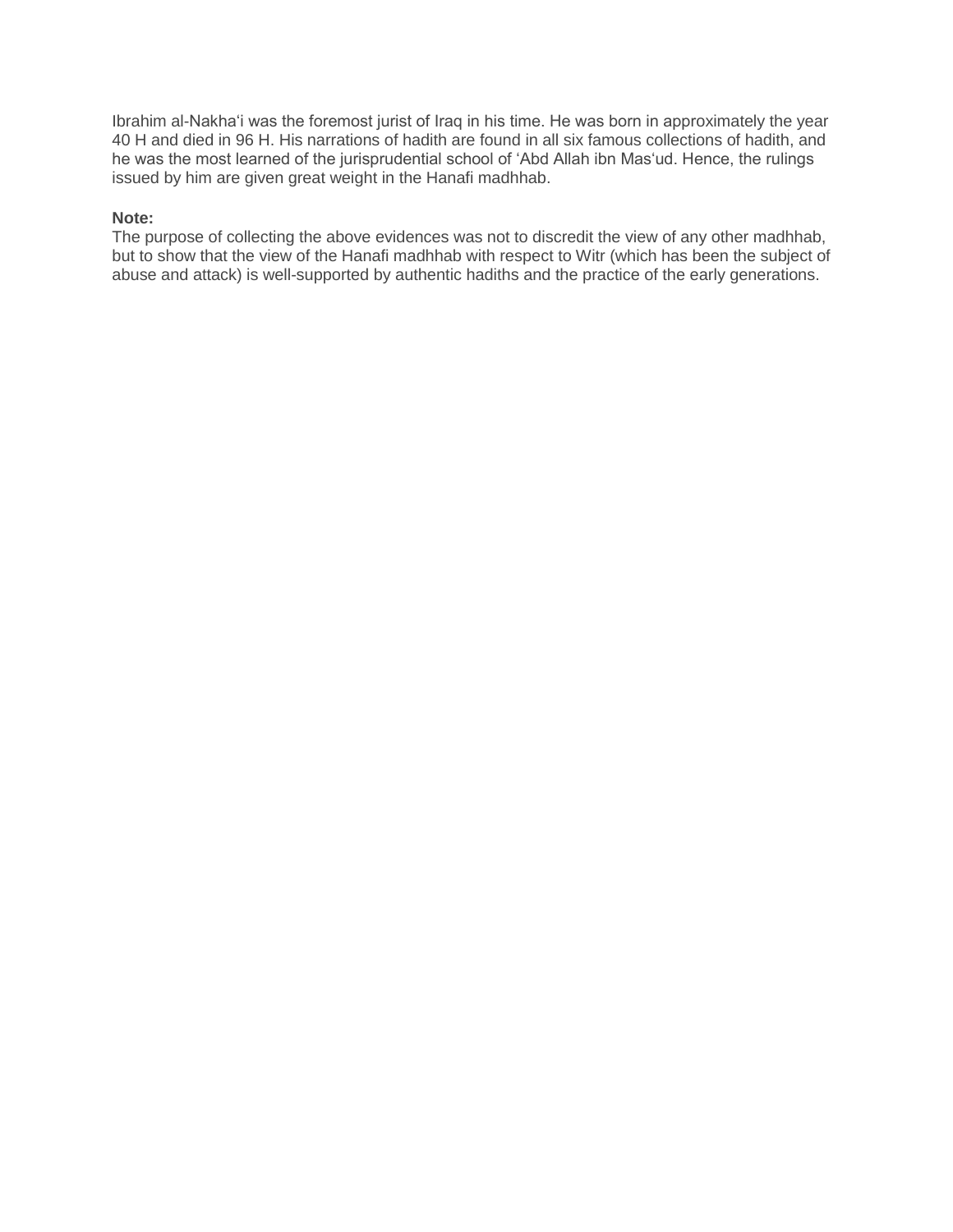Ibrahim al-Nakha'i was the foremost jurist of Iraq in his time. He was born in approximately the year 40 H and died in 96 H. His narrations of hadith are found in all six famous collections of hadith, and he was the most learned of the jurisprudential school of 'Abd Allah ibn Mas'ud. Hence, the rulings issued by him are given great weight in the Hanafi madhhab.

**Note:**
The purpose of collecting the above evidences was not to discredit the view of any other madhhab, but to show that the view of the Hanafi madhhab with respect to Witr (which has been the subject of abuse and attack) is well-supported by authentic hadiths and the practice of the early generations.